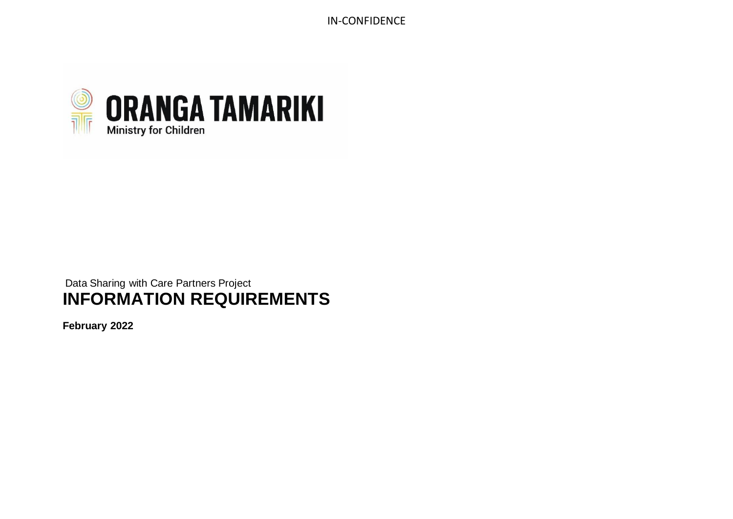IN-CONFIDENCE

ORANGA TAMARIKI

Ministry for Children

Data Sharing with Care Partners Project

# INFORMATION REQUIREMENTS

**February 2022**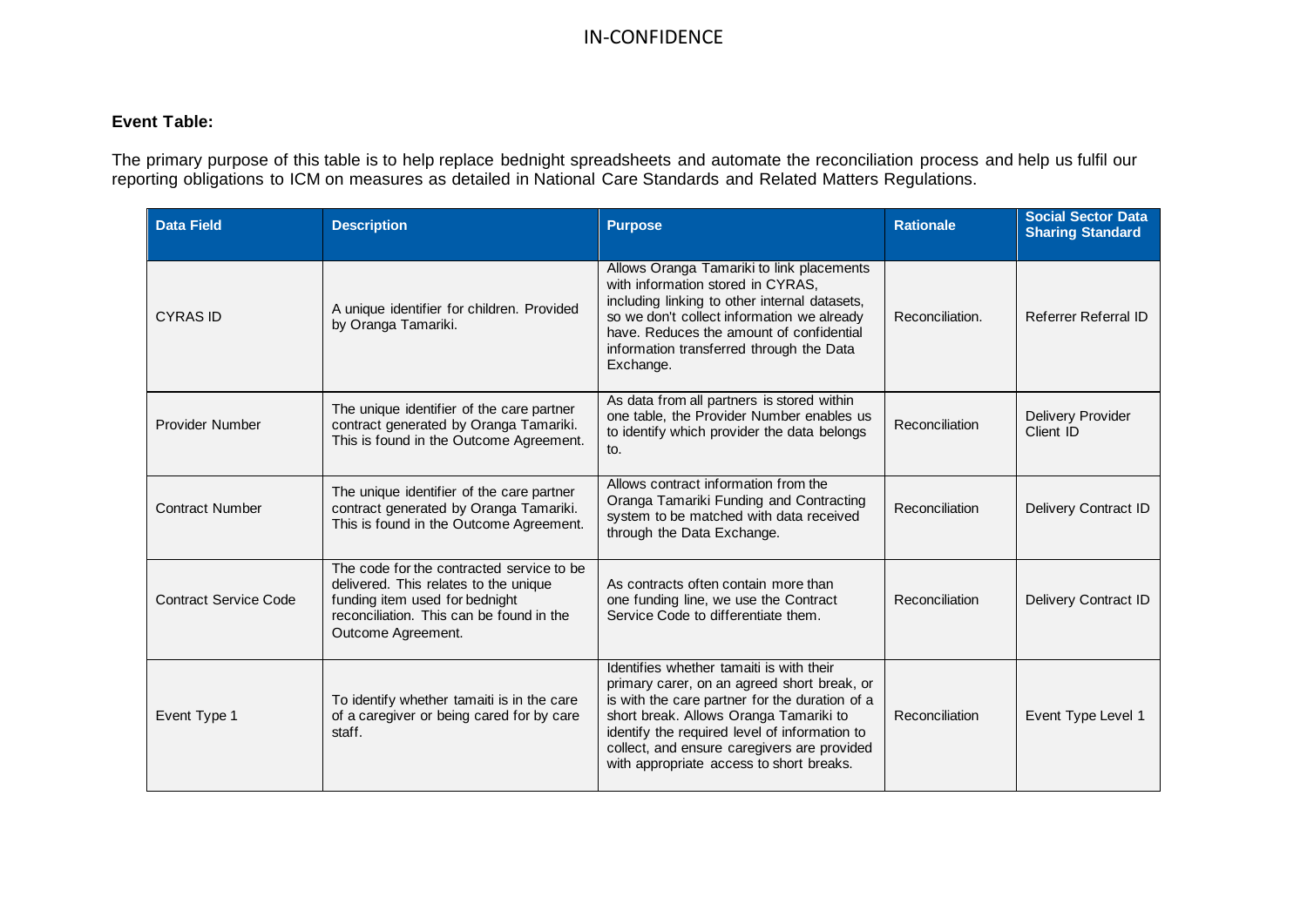**Event Table:**

The primary purpose of this table is to help replace bednight spreadsheets and automate the reconciliation process and help us fulfil our reporting obligations to ICM on measures as detailed in National Care Standards and Related Matters Regulations.

| Data Field | Description | Purpose | Rationale | Social Sector Data Sharing Standard |
|---|---|---|---|---|
| CYRAS ID | A unique identifier for children. Provided by Oranga Tamariki. | Allows Oranga Tamariki to link placements with information stored in CYRAS, including linking to other internal datasets, so we don't collect information we already have. Reduces the amount of confidential information transferred through the Data Exchange. | Reconciliation. | Referrer Referral ID |
| Provider Number | The unique identifier of the care partner contract generated by Oranga Tamariki. This is found in the Outcome Agreement. | As data from all partners is stored within one table, the Provider Number enables us to identify which provider the data belongs to. | Reconciliation | Delivery Provider Client ID |
| Contract Number | The unique identifier of the care partner contract generated by Oranga Tamariki. This is found in the Outcome Agreement. | Allows contract information from the Oranga Tamariki Funding and Contracting system to be matched with data received through the Data Exchange. | Reconciliation | Delivery Contract ID |
| Contract Service Code | The code for the contracted service to be delivered. This relates to the unique funding item used for bednight reconciliation. This can be found in the Outcome Agreement. | As contracts often contain more than one funding line, we use the Contract Service Code to differentiate them. | Reconciliation | Delivery Contract ID |
| Event Type 1 | To identify whether tamaiti is in the care of a caregiver or being cared for by care staff. | Identifies whether tamaiti is with their primary carer, on an agreed short break, or is with the care partner for the duration of a short break. Allows Oranga Tamariki to identify the required level of information to collect, and ensure caregivers are provided with appropriate access to short breaks. | Reconciliation | Event Type Level 1 |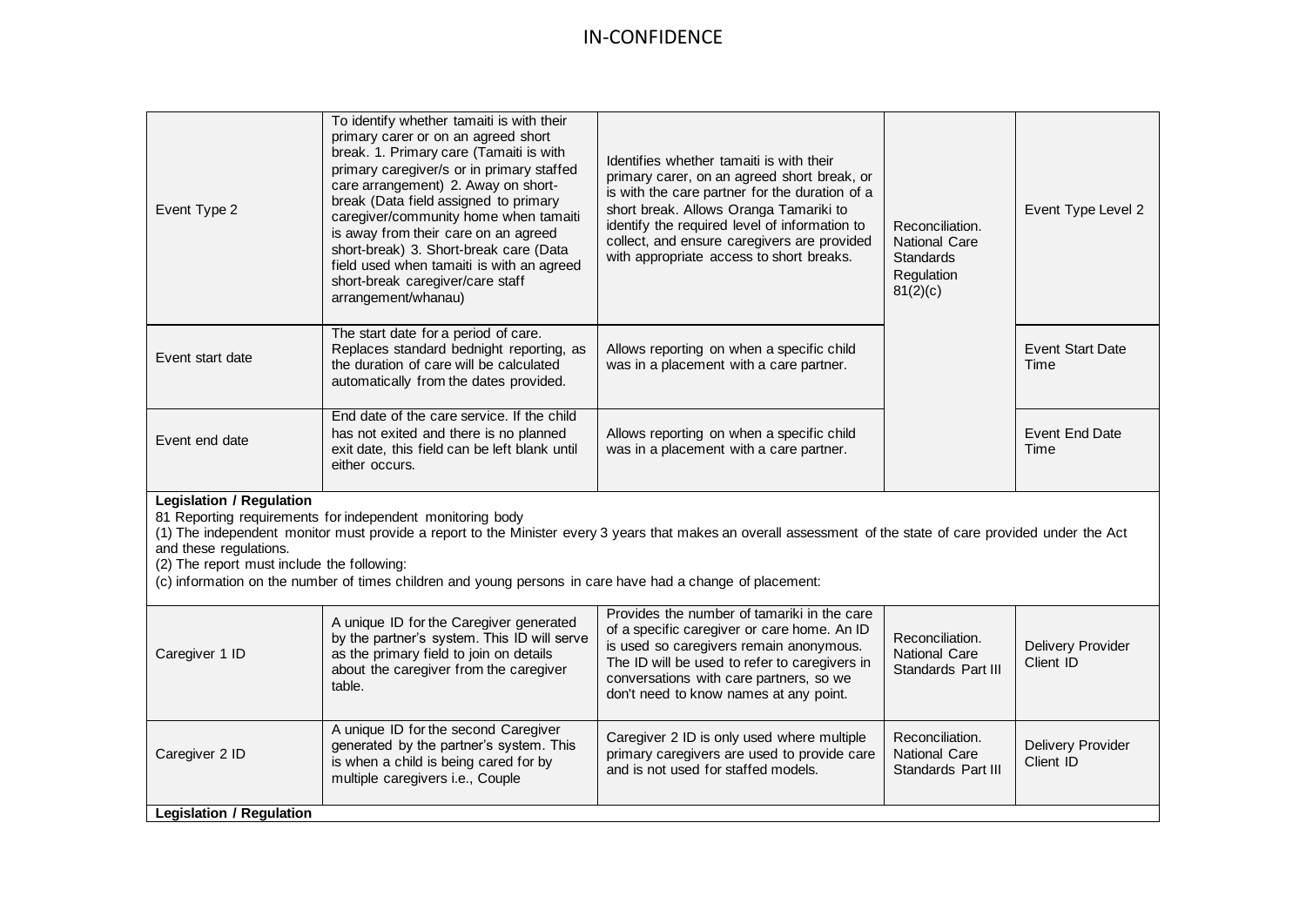| | | | | |
|---|---|---|---|---|
| Event Type 2 | To identify whether tamaiti is with their primary carer or on an agreed short break. 1. Primary care (Tamaiti is with primary caregiver/s or in primary staffed care arrangement) 2. Away on short-break (Data field assigned to primary caregiver/community home when tamaiti is away from their care on an agreed short-break) 3. Short-break care (Data field used when tamaiti is with an agreed short-break caregiver/care staff arrangement/whanau) | Identifies whether tamaiti is with their primary carer, on an agreed short break, or is with the care partner for the duration of a short break. Allows Oranga Tamariki to identify the required level of information to collect, and ensure caregivers are provided with appropriate access to short breaks. | Reconciliation. National Care Standards Regulation 81(2)(c) | Event Type Level 2 |
| Event start date | The start date for a period of care. Replaces standard bednight reporting, as the duration of care will be calculated automatically from the dates provided. | Allows reporting on when a specific child was in a placement with a care partner. | | Event Start Date Time |
| Event end date | End date of the care service. If the child has not exited and there is no planned exit date, this field can be left blank until either occurs. | Allows reporting on when a specific child was in a placement with a care partner. | | Event End Date Time |

**Legislation / Regulation**

81 Reporting requirements for independent monitoring body

(1) The independent monitor must provide a report to the Minister every 3 years that makes an overall assessment of the state of care provided under the Act and these regulations.

(2) The report must include the following:

(c) information on the number of times children and young persons in care have had a change of placement:

| | | | | |
|---|---|---|---|---|
| Caregiver 1 ID | A unique ID for the Caregiver generated by the partner's system. This ID will serve as the primary field to join on details about the caregiver from the caregiver table. | Provides the number of tamariki in the care of a specific caregiver or care home. An ID is used so caregivers remain anonymous. The ID will be used to refer to caregivers in conversations with care partners, so we don't need to know names at any point. | Reconciliation. National Care Standards Part III | Delivery Provider Client ID |
| Caregiver 2 ID | A unique ID for the second Caregiver generated by the partner's system. This is when a child is being cared for by multiple caregivers i.e., Couple | Caregiver 2 ID is only used where multiple primary caregivers are used to provide care and is not used for staffed models. | Reconciliation. National Care Standards Part III | Delivery Provider Client ID |

**Legislation / Regulation**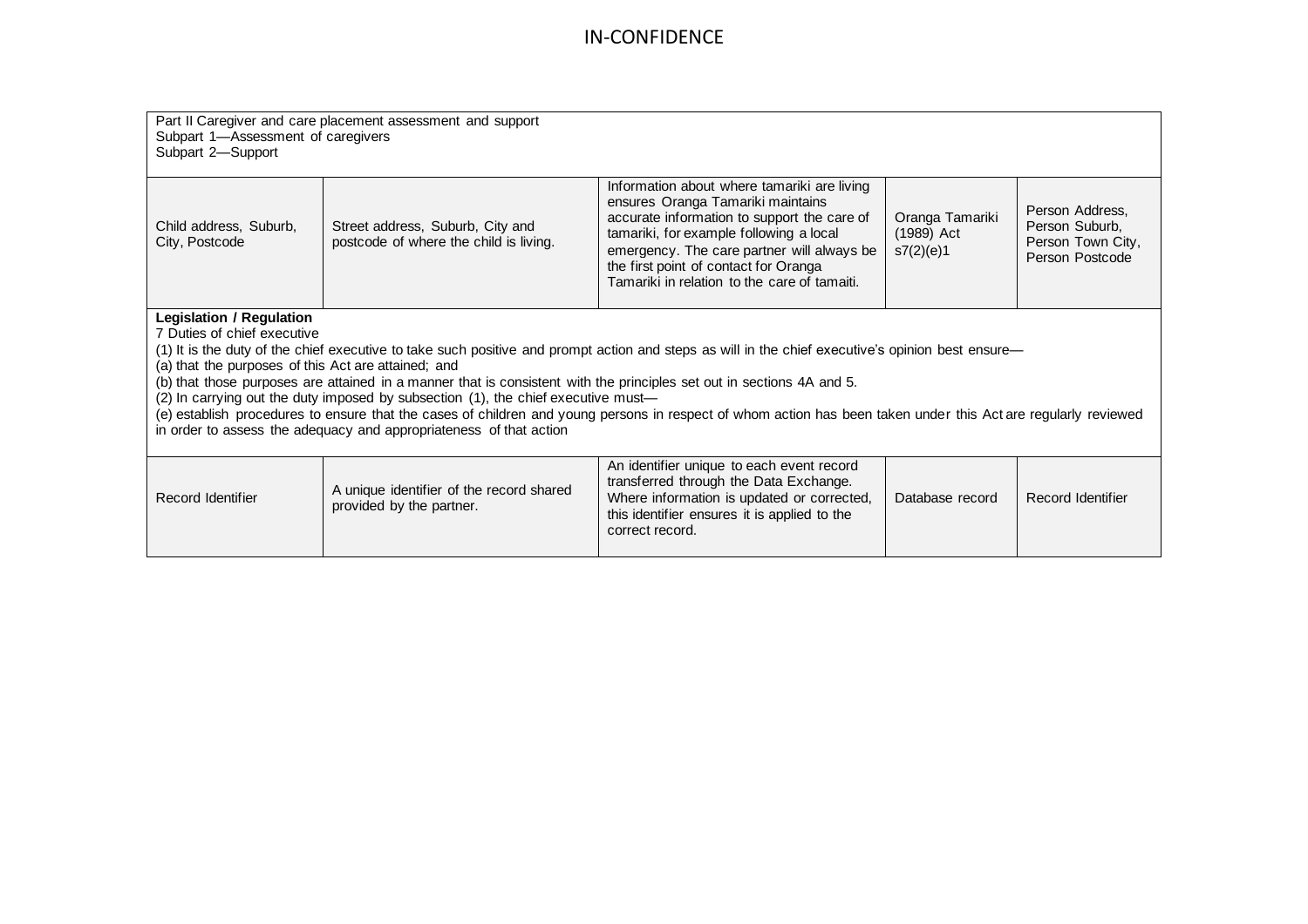| | | | | |
|---|---|---|---|---|
| Part II Caregiver and care placement assessment and support<br>Subpart 1—Assessment of caregivers<br>Subpart 2—Support | | | | |
| Child address, Suburb, City, Postcode | Street address, Suburb, City and postcode of where the child is living. | Information about where tamariki are living ensures Oranga Tamariki maintains accurate information to support the care of tamariki, for example following a local emergency. The care partner will always be the first point of contact for Oranga Tamariki in relation to the care of tamaiti. | Oranga Tamariki (1989) Act s7(2)(e)1 | Person Address, Person Suburb, Person Town City, Person Postcode |
| **Legislation / Regulation**<br>7 Duties of chief executive<br>(1) It is the duty of the chief executive to take such positive and prompt action and steps as will in the chief executive's opinion best ensure—<br>(a) that the purposes of this Act are attained; and<br>(b) that those purposes are attained in a manner that is consistent with the principles set out in sections 4A and 5.<br>(2) In carrying out the duty imposed by subsection (1), the chief executive must—<br>(e) establish procedures to ensure that the cases of children and young persons in respect of whom action has been taken under this Act are regularly reviewed in order to assess the adequacy and appropriateness of that action | | | | |
| Record Identifier | A unique identifier of the record shared provided by the partner. | An identifier unique to each event record transferred through the Data Exchange. Where information is updated or corrected, this identifier ensures it is applied to the correct record. | Database record | Record Identifier |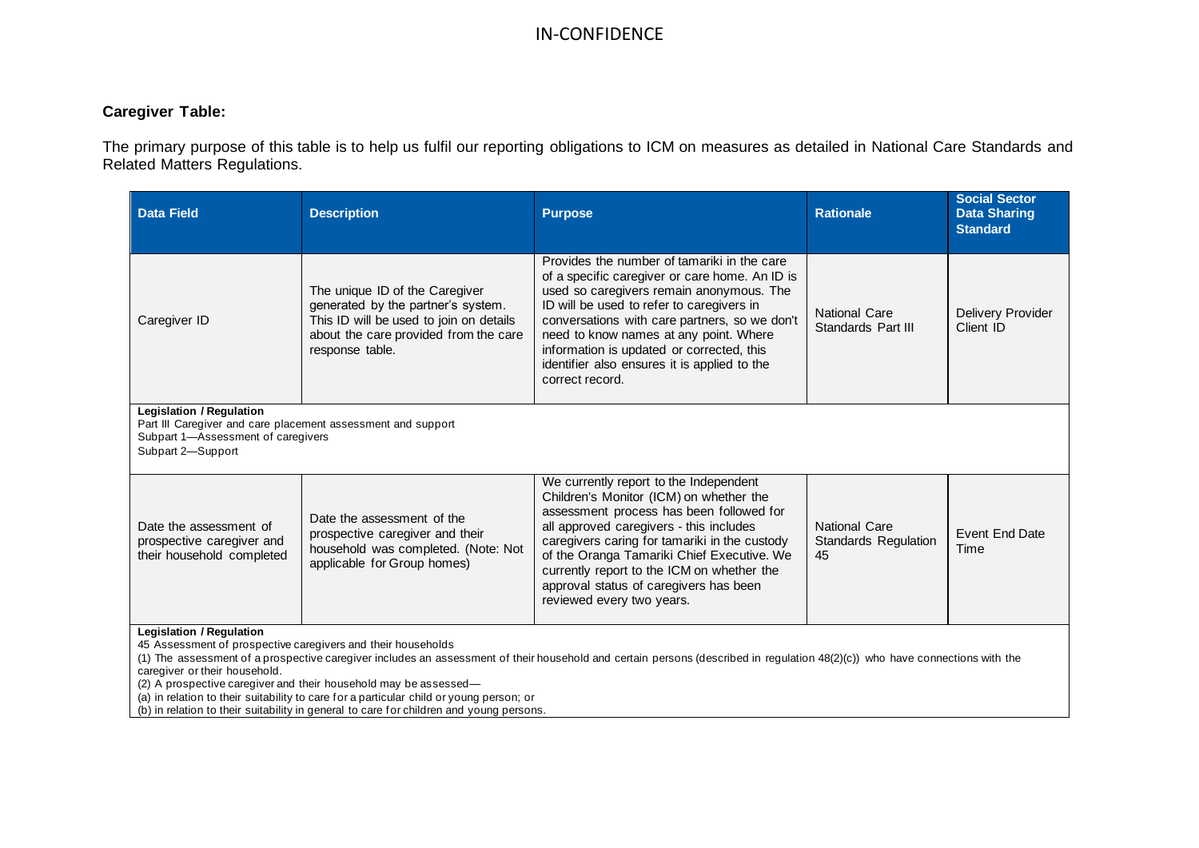**Caregiver Table:**

The primary purpose of this table is to help us fulfil our reporting obligations to ICM on measures as detailed in National Care Standards and Related Matters Regulations.

| Data Field | Description | Purpose | Rationale | Social Sector Data Sharing Standard |
|---|---|---|---|---|
| Caregiver ID | The unique ID of the Caregiver generated by the partner's system. This ID will be used to join on details about the care provided from the care response table. | Provides the number of tamariki in the care of a specific caregiver or care home. An ID is used so caregivers remain anonymous. The ID will be used to refer to caregivers in conversations with care partners, so we don't need to know names at any point. Where information is updated or corrected, this identifier also ensures it is applied to the correct record. | National Care Standards Part III | Delivery Provider Client ID |
| **Legislation / Regulation**<br>Part III Caregiver and care placement assessment and support<br>Subpart 1—Assessment of caregivers<br>Subpart 2—Support | | | | |
| Date the assessment of prospective caregiver and their household completed | Date the assessment of the prospective caregiver and their household was completed. (Note: Not applicable for Group homes) | We currently report to the Independent Children's Monitor (ICM) on whether the assessment process has been followed for all approved caregivers - this includes caregivers caring for tamariki in the custody of the Oranga Tamariki Chief Executive. We currently report to the ICM on whether the approval status of caregivers has been reviewed every two years. | National Care Standards Regulation 45 | Event End Date Time |
| **Legislation / Regulation**<br>45 Assessment of prospective caregivers and their households<br>(1) The assessment of a prospective caregiver includes an assessment of their household and certain persons (described in regulation 48(2)(c)) who have connections with the caregiver or their household.<br>(2) A prospective caregiver and their household may be assessed—<br>(a) in relation to their suitability to care for a particular child or young person; or<br>(b) in relation to their suitability in general to care for children and young persons. | | | | |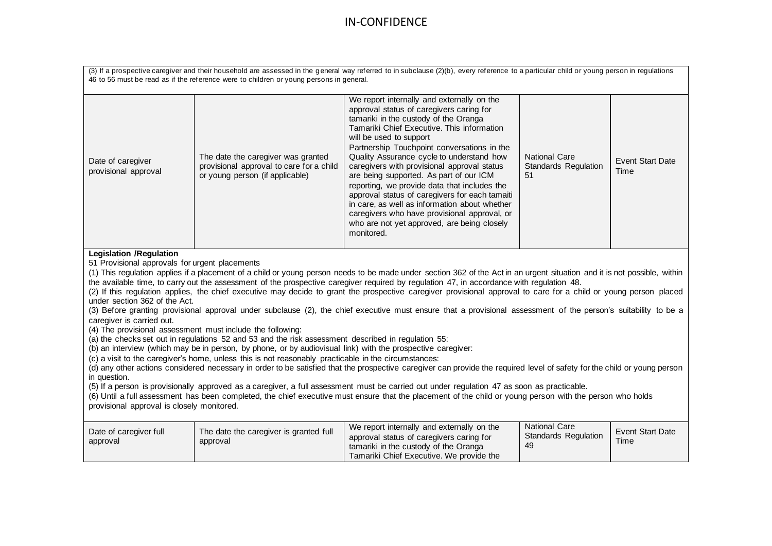(3) If a prospective caregiver and their household are assessed in the general way referred to in subclause (2)(b), every reference to a particular child or young person in regulations 46 to 56 must be read as if the reference were to children or young persons in general.

| | | | | |
|---|---|---|---|---|
| Date of caregiver provisional approval | The date the caregiver was granted provisional approval to care for a child or young person (if applicable) | We report internally and externally on the approval status of caregivers caring for tamariki in the custody of the Oranga Tamariki Chief Executive. This information will be used to support Partnership Touchpoint conversations in the Quality Assurance cycle to understand how caregivers with provisional approval status are being supported. As part of our ICM reporting, we provide data that includes the approval status of caregivers for each tamaiti in care, as well as information about whether caregivers who have provisional approval, or who are not yet approved, are being closely monitored. | National Care Standards Regulation 51 | Event Start Date Time |

**Legislation /Regulation**

51 Provisional approvals for urgent placements

(1) This regulation applies if a placement of a child or young person needs to be made under section 362 of the Act in an urgent situation and it is not possible, within the available time, to carry out the assessment of the prospective caregiver required by regulation 47, in accordance with regulation 48.

(2) If this regulation applies, the chief executive may decide to grant the prospective caregiver provisional approval to care for a child or young person placed under section 362 of the Act.

(3) Before granting provisional approval under subclause (2), the chief executive must ensure that a provisional assessment of the person's suitability to be a caregiver is carried out.

(4) The provisional assessment must include the following:

(a) the checks set out in regulations 52 and 53 and the risk assessment described in regulation 55:

(b) an interview (which may be in person, by phone, or by audiovisual link) with the prospective caregiver:

(c) a visit to the caregiver's home, unless this is not reasonably practicable in the circumstances:

(d) any other actions considered necessary in order to be satisfied that the prospective caregiver can provide the required level of safety for the child or young person in question.

(5) If a person is provisionally approved as a caregiver, a full assessment must be carried out under regulation 47 as soon as practicable.

(6) Until a full assessment has been completed, the chief executive must ensure that the placement of the child or young person with the person who holds provisional approval is closely monitored.

| | | | | |
|---|---|---|---|---|
| Date of caregiver full approval | The date the caregiver is granted full approval | We report internally and externally on the approval status of caregivers caring for tamariki in the custody of the Oranga Tamariki Chief Executive. We provide the | National Care Standards Regulation 49 | Event Start Date Time |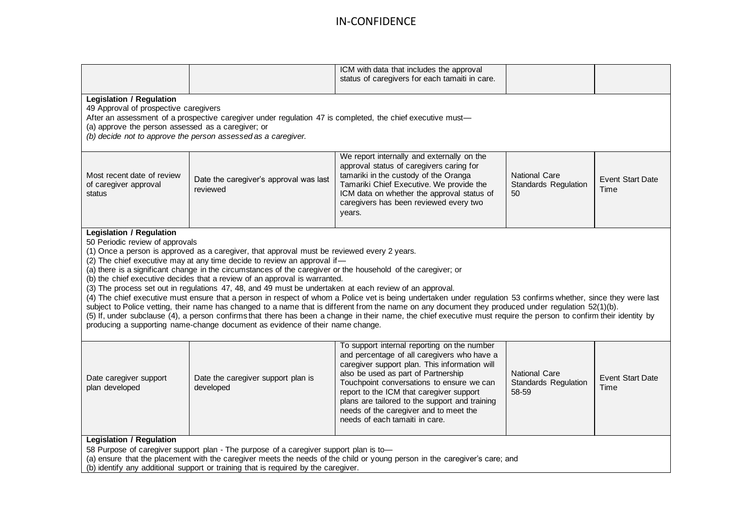| | | | | |
|---|---|---|---|---|
| | | ICM with data that includes the approval status of caregivers for each tamaiti in care. | | |

**Legislation / Regulation**
49 Approval of prospective caregivers
After an assessment of a prospective caregiver under regulation 47 is completed, the chief executive must—
(a) approve the person assessed as a caregiver; or
*(b) decide not to approve the person assessed as a caregiver.*

| | | | | |
|---|---|---|---|---|
| Most recent date of review of caregiver approval status | Date the caregiver's approval was last reviewed | We report internally and externally on the approval status of caregivers caring for tamariki in the custody of the Oranga Tamariki Chief Executive. We provide the ICM data on whether the approval status of caregivers has been reviewed every two years. | National Care Standards Regulation 50 | Event Start Date Time |

**Legislation / Regulation**
50 Periodic review of approvals
(1) Once a person is approved as a caregiver, that approval must be reviewed every 2 years.
(2) The chief executive may at any time decide to review an approval if—
(a) there is a significant change in the circumstances of the caregiver or the household of the caregiver; or
(b) the chief executive decides that a review of an approval is warranted.
(3) The process set out in regulations 47, 48, and 49 must be undertaken at each review of an approval.
(4) The chief executive must ensure that a person in respect of whom a Police vet is being undertaken under regulation 53 confirms whether, since they were last subject to Police vetting, their name has changed to a name that is different from the name on any document they produced under regulation 52(1)(b).
(5) If, under subclause (4), a person confirms that there has been a change in their name, the chief executive must require the person to confirm their identity by producing a supporting name-change document as evidence of their name change.

| | | | | |
|---|---|---|---|---|
| Date caregiver support plan developed | Date the caregiver support plan is developed | To support internal reporting on the number and percentage of all caregivers who have a caregiver support plan. This information will also be used as part of Partnership Touchpoint conversations to ensure we can report to the ICM that caregiver support plans are tailored to the support and training needs of the caregiver and to meet the needs of each tamaiti in care. | National Care Standards Regulation 58-59 | Event Start Date Time |

**Legislation / Regulation**
58 Purpose of caregiver support plan - The purpose of a caregiver support plan is to—
(a) ensure that the placement with the caregiver meets the needs of the child or young person in the caregiver's care; and
(b) identify any additional support or training that is required by the caregiver.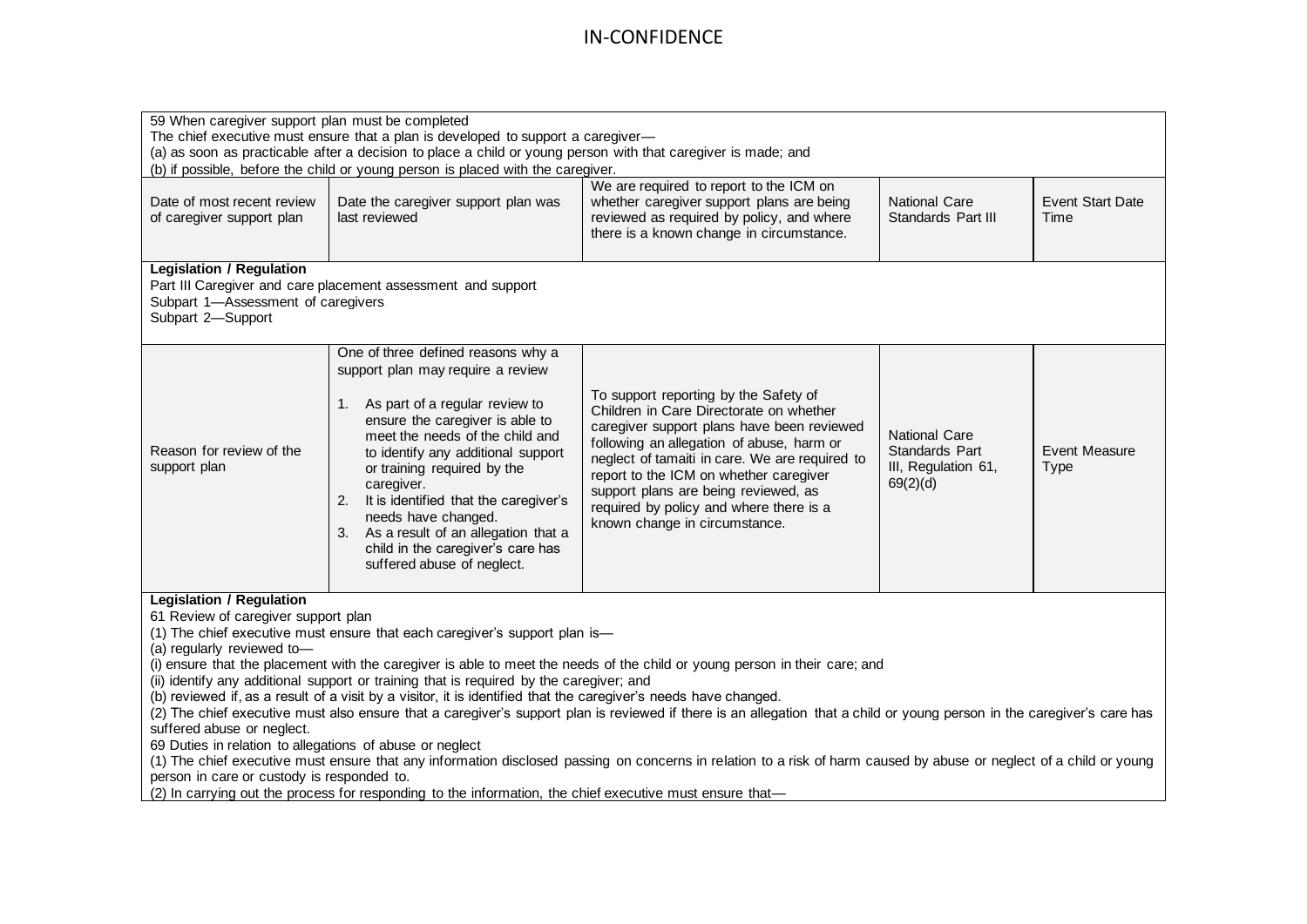| 59 When caregiver support plan must be completed<br>The chief executive must ensure that a plan is developed to support a caregiver—<br>(a) as soon as practicable after a decision to place a child or young person with that caregiver is made; and<br>(b) if possible, before the child or young person is placed with the caregiver. | | | | |
|---|---|---|---|---|
| Date of most recent review of caregiver support plan | Date the caregiver support plan was last reviewed | We are required to report to the ICM on whether caregiver support plans are being reviewed as required by policy, and where there is a known change in circumstance. | National Care Standards Part III | Event Start Date Time |
| **Legislation / Regulation**<br>Part III Caregiver and care placement assessment and support<br>Subpart 1—Assessment of caregivers<br>Subpart 2—Support | | | | |
| Reason for review of the support plan | One of three defined reasons why a support plan may require a review<br><br>1. As part of a regular review to ensure the caregiver is able to meet the needs of the child and to identify any additional support or training required by the caregiver.<br>2. It is identified that the caregiver's needs have changed.<br>3. As a result of an allegation that a child in the caregiver's care has suffered abuse of neglect. | To support reporting by the Safety of Children in Care Directorate on whether caregiver support plans have been reviewed following an allegation of abuse, harm or neglect of tamaiti in care. We are required to report to the ICM on whether caregiver support plans are being reviewed, as required by policy and where there is a known change in circumstance. | National Care Standards Part III, Regulation 61, 69(2)(d) | Event Measure Type |
| **Legislation / Regulation**<br>61 Review of caregiver support plan<br>(1) The chief executive must ensure that each caregiver's support plan is—<br>(a) regularly reviewed to—<br>(i) ensure that the placement with the caregiver is able to meet the needs of the child or young person in their care; and<br>(ii) identify any additional support or training that is required by the caregiver; and<br>(b) reviewed if, as a result of a visit by a visitor, it is identified that the caregiver's needs have changed.<br>(2) The chief executive must also ensure that a caregiver's support plan is reviewed if there is an allegation that a child or young person in the caregiver's care has suffered abuse or neglect.<br>69 Duties in relation to allegations of abuse or neglect<br>(1) The chief executive must ensure that any information disclosed passing on concerns in relation to a risk of harm caused by abuse or neglect of a child or young person in care or custody is responded to.<br>(2) In carrying out the process for responding to the information, the chief executive must ensure that— | | | | |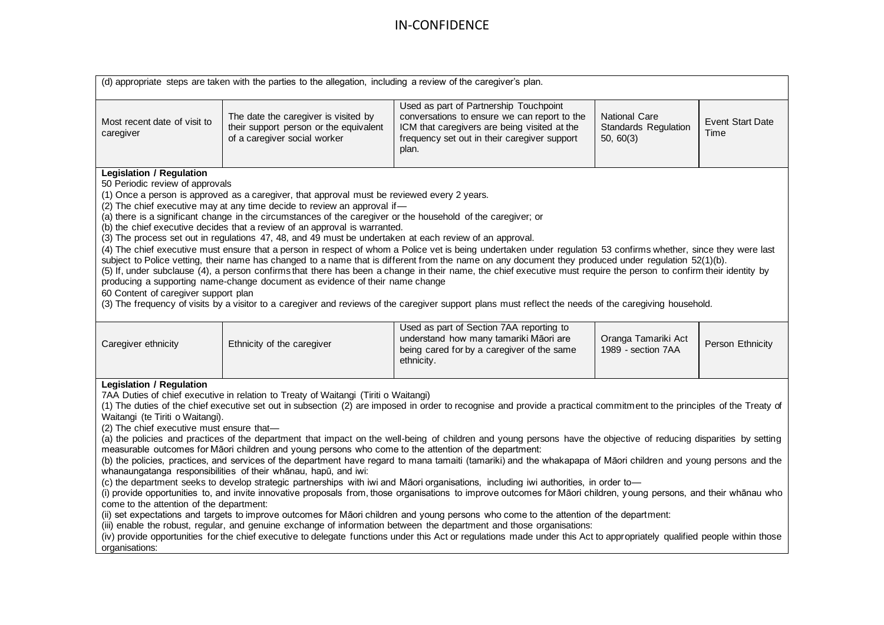| | | | | |
|---|---|---|---|---|
| (d) appropriate steps are taken with the parties to the allegation, including a review of the caregiver's plan. | | | | |
| Most recent date of visit to caregiver | The date the caregiver is visited by their support person or the equivalent of a caregiver social worker | Used as part of Partnership Touchpoint conversations to ensure we can report to the ICM that caregivers are being visited at the frequency set out in their caregiver support plan. | National Care Standards Regulation 50, 60(3) | Event Start Date Time |

**Legislation / Regulation**

50 Periodic review of approvals

(1) Once a person is approved as a caregiver, that approval must be reviewed every 2 years.

(2) The chief executive may at any time decide to review an approval if—

(a) there is a significant change in the circumstances of the caregiver or the household of the caregiver; or

(b) the chief executive decides that a review of an approval is warranted.

(3) The process set out in regulations 47, 48, and 49 must be undertaken at each review of an approval.

(4) The chief executive must ensure that a person in respect of whom a Police vet is being undertaken under regulation 53 confirms whether, since they were last subject to Police vetting, their name has changed to a name that is different from the name on any document they produced under regulation 52(1)(b).

(5) If, under subclause (4), a person confirms that there has been a change in their name, the chief executive must require the person to confirm their identity by producing a supporting name-change document as evidence of their name change

60 Content of caregiver support plan

(3) The frequency of visits by a visitor to a caregiver and reviews of the caregiver support plans must reflect the needs of the caregiving household.

| | | | | |
|---|---|---|---|---|
| Caregiver ethnicity | Ethnicity of the caregiver | Used as part of Section 7AA reporting to understand how many tamariki Māori are being cared for by a caregiver of the same ethnicity. | Oranga Tamariki Act 1989 - section 7AA | Person Ethnicity |

**Legislation / Regulation**

7AA Duties of chief executive in relation to Treaty of Waitangi (Tiriti o Waitangi)

(1) The duties of the chief executive set out in subsection (2) are imposed in order to recognise and provide a practical commitment to the principles of the Treaty of Waitangi (te Tiriti o Waitangi).

(2) The chief executive must ensure that—

(a) the policies and practices of the department that impact on the well-being of children and young persons have the objective of reducing disparities by setting measurable outcomes for Māori children and young persons who come to the attention of the department:

(b) the policies, practices, and services of the department have regard to mana tamaiti (tamariki) and the whakapapa of Māori children and young persons and the whanaungatanga responsibilities of their whānau, hapū, and iwi:

(c) the department seeks to develop strategic partnerships with iwi and Māori organisations, including iwi authorities, in order to—

(i) provide opportunities to, and invite innovative proposals from, those organisations to improve outcomes for Māori children, young persons, and their whānau who come to the attention of the department:

(ii) set expectations and targets to improve outcomes for Māori children and young persons who come to the attention of the department:

(iii) enable the robust, regular, and genuine exchange of information between the department and those organisations:

(iv) provide opportunities for the chief executive to delegate functions under this Act or regulations made under this Act to appropriately qualified people within those organisations: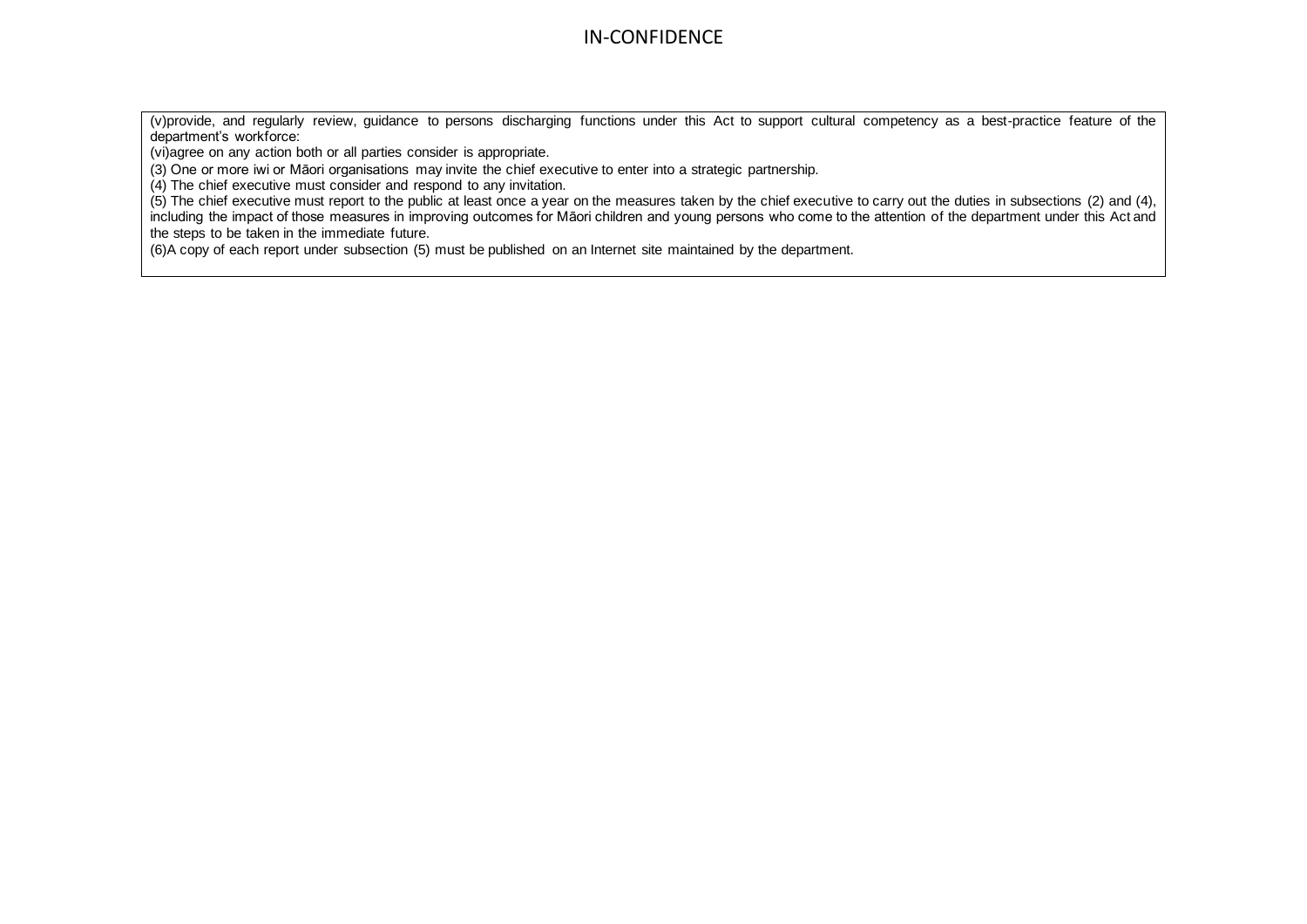(v)provide, and regularly review, guidance to persons discharging functions under this Act to support cultural competency as a best-practice feature of the department's workforce:

(vi)agree on any action both or all parties consider is appropriate.

(3) One or more iwi or Māori organisations may invite the chief executive to enter into a strategic partnership.

(4) The chief executive must consider and respond to any invitation.

(5) The chief executive must report to the public at least once a year on the measures taken by the chief executive to carry out the duties in subsections (2) and (4), including the impact of those measures in improving outcomes for Māori children and young persons who come to the attention of the department under this Act and the steps to be taken in the immediate future.

(6)A copy of each report under subsection (5) must be published on an Internet site maintained by the department.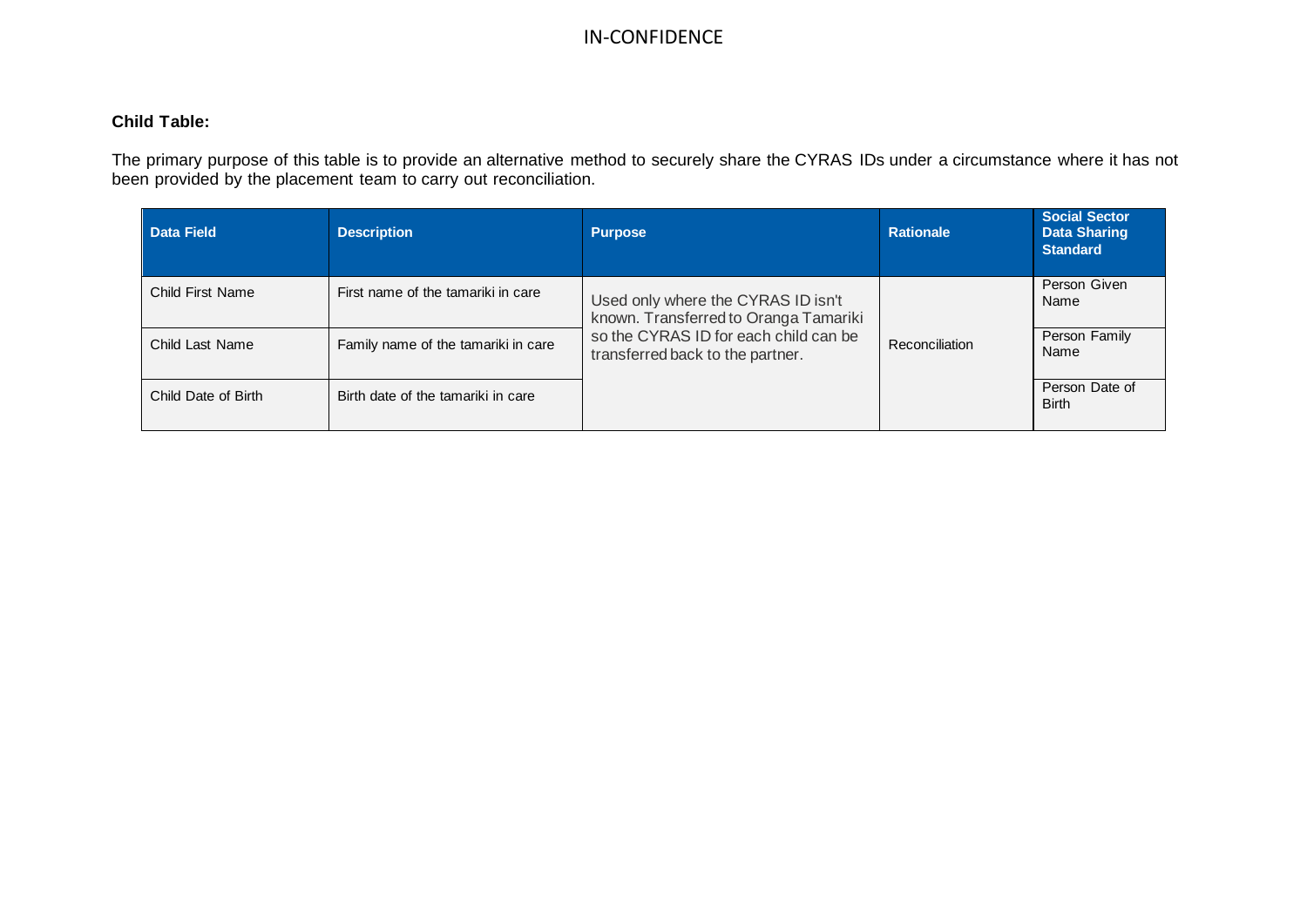**Child Table:**

The primary purpose of this table is to provide an alternative method to securely share the CYRAS IDs under a circumstance where it has not been provided by the placement team to carry out reconciliation.

| Data Field | Description | Purpose | Rationale | Social Sector Data Sharing Standard |
|---|---|---|---|---|
| Child First Name | First name of the tamariki in care | Used only where the CYRAS ID isn't known. Transferred to Oranga Tamariki so the CYRAS ID for each child can be transferred back to the partner. | Reconciliation | Person Given Name |
| Child Last Name | Family name of the tamariki in care | | | Person Family Name |
| Child Date of Birth | Birth date of the tamariki in care | | | Person Date of Birth |